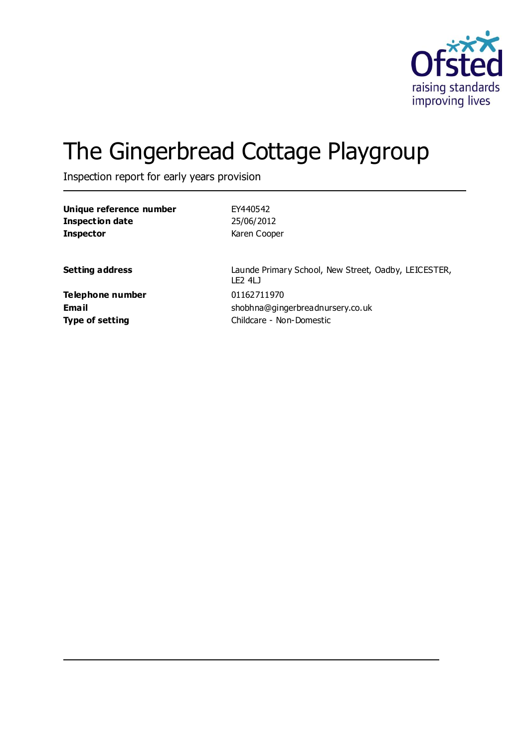# The Gingerbread Cottage Playgroup

Inspection report for early years provision

| | |
|---|---|
| **Unique reference number** | EY440542 |
| **Inspection date** | 25/06/2012 |
| **Inspector** | Karen Cooper |

| | |
|---|---|
| **Setting address** | Launde Primary School, New Street, Oadby, LEICESTER, LE2 4LJ |
| **Telephone number** | 01162711970 |
| **Email** | shobhna@gingerbreadnursery.co.uk |
| **Type of setting** | Childcare - Non-Domestic |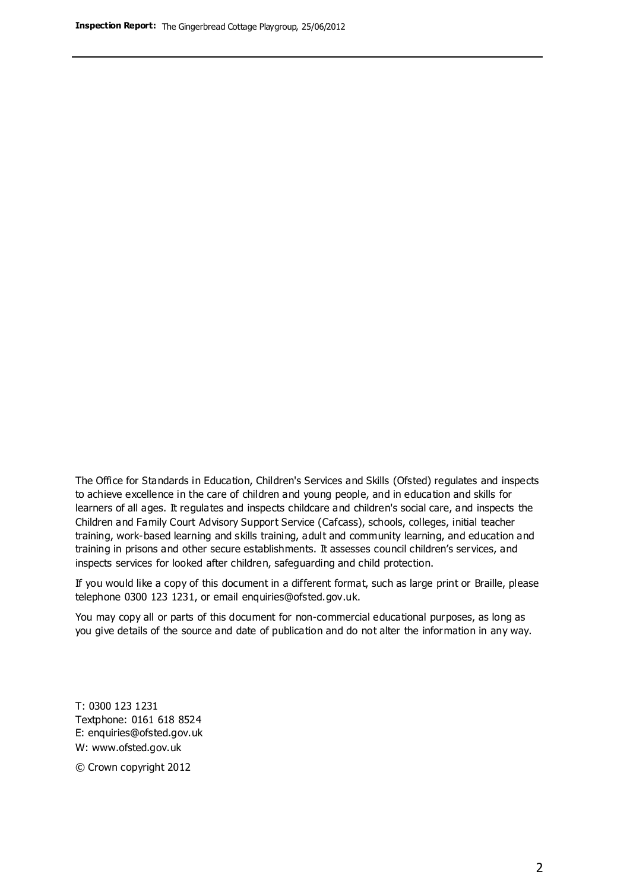The Office for Standards in Education, Children's Services and Skills (Ofsted) regulates and inspects to achieve excellence in the care of children and young people, and in education and skills for learners of all ages. It regulates and inspects childcare and children's social care, and inspects the Children and Family Court Advisory Support Service (Cafcass), schools, colleges, initial teacher training, work-based learning and skills training, adult and community learning, and education and training in prisons and other secure establishments. It assesses council children's services, and inspects services for looked after children, safeguarding and child protection.

If you would like a copy of this document in a different format, such as large print or Braille, please telephone 0300 123 1231, or email enquiries@ofsted.gov.uk.

You may copy all or parts of this document for non-commercial educational purposes, as long as you give details of the source and date of publication and do not alter the information in any way.

T: 0300 123 1231
Textphone: 0161 618 8524
E: enquiries@ofsted.gov.uk
W: www.ofsted.gov.uk

© Crown copyright 2012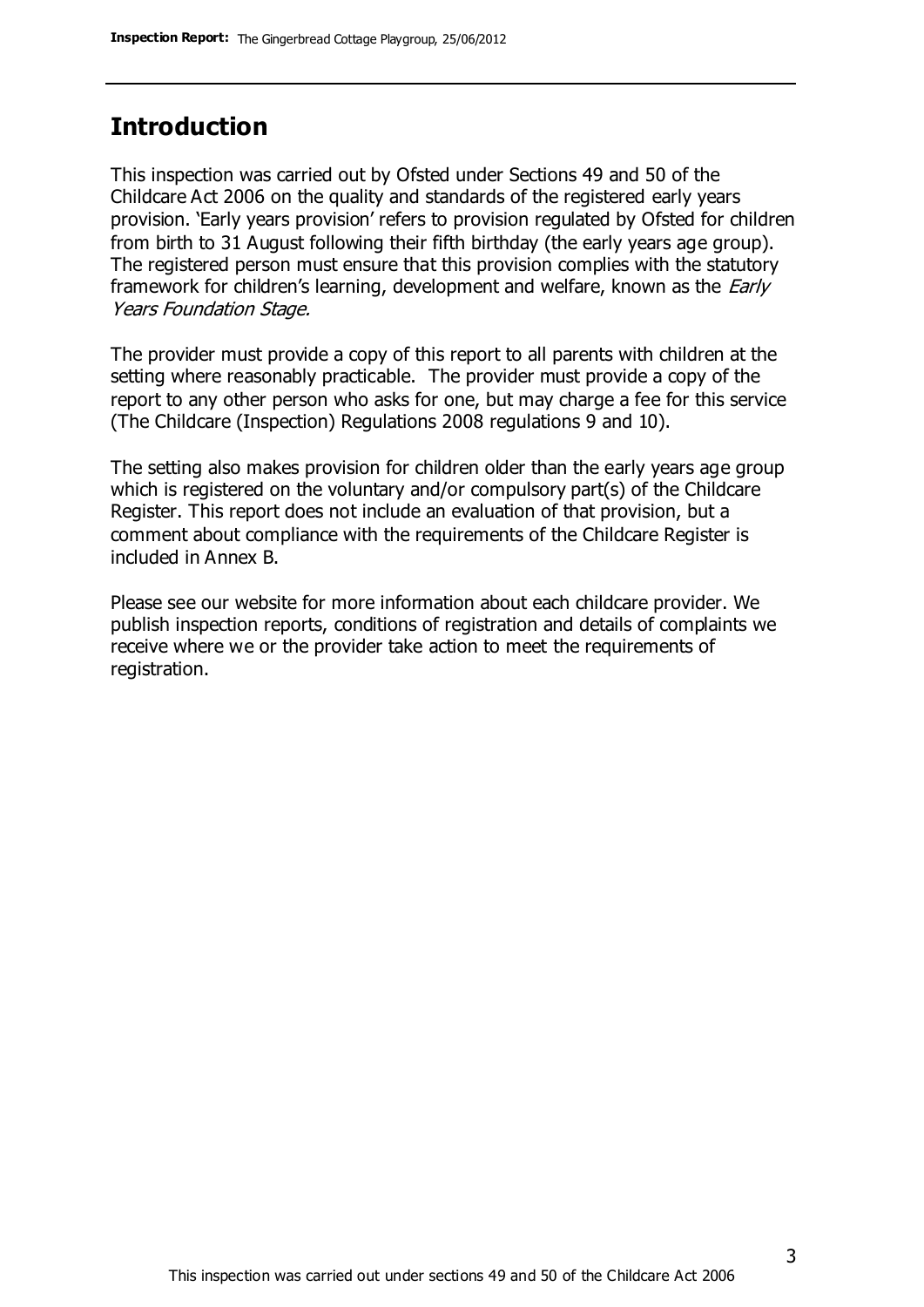## Introduction

This inspection was carried out by Ofsted under Sections 49 and 50 of the Childcare Act 2006 on the quality and standards of the registered early years provision. 'Early years provision' refers to provision regulated by Ofsted for children from birth to 31 August following their fifth birthday (the early years age group). The registered person must ensure that this provision complies with the statutory framework for children's learning, development and welfare, known as the *Early Years Foundation Stage.*

The provider must provide a copy of this report to all parents with children at the setting where reasonably practicable. The provider must provide a copy of the report to any other person who asks for one, but may charge a fee for this service (The Childcare (Inspection) Regulations 2008 regulations 9 and 10).

The setting also makes provision for children older than the early years age group which is registered on the voluntary and/or compulsory part(s) of the Childcare Register. This report does not include an evaluation of that provision, but a comment about compliance with the requirements of the Childcare Register is included in Annex B.

Please see our website for more information about each childcare provider. We publish inspection reports, conditions of registration and details of complaints we receive where we or the provider take action to meet the requirements of registration.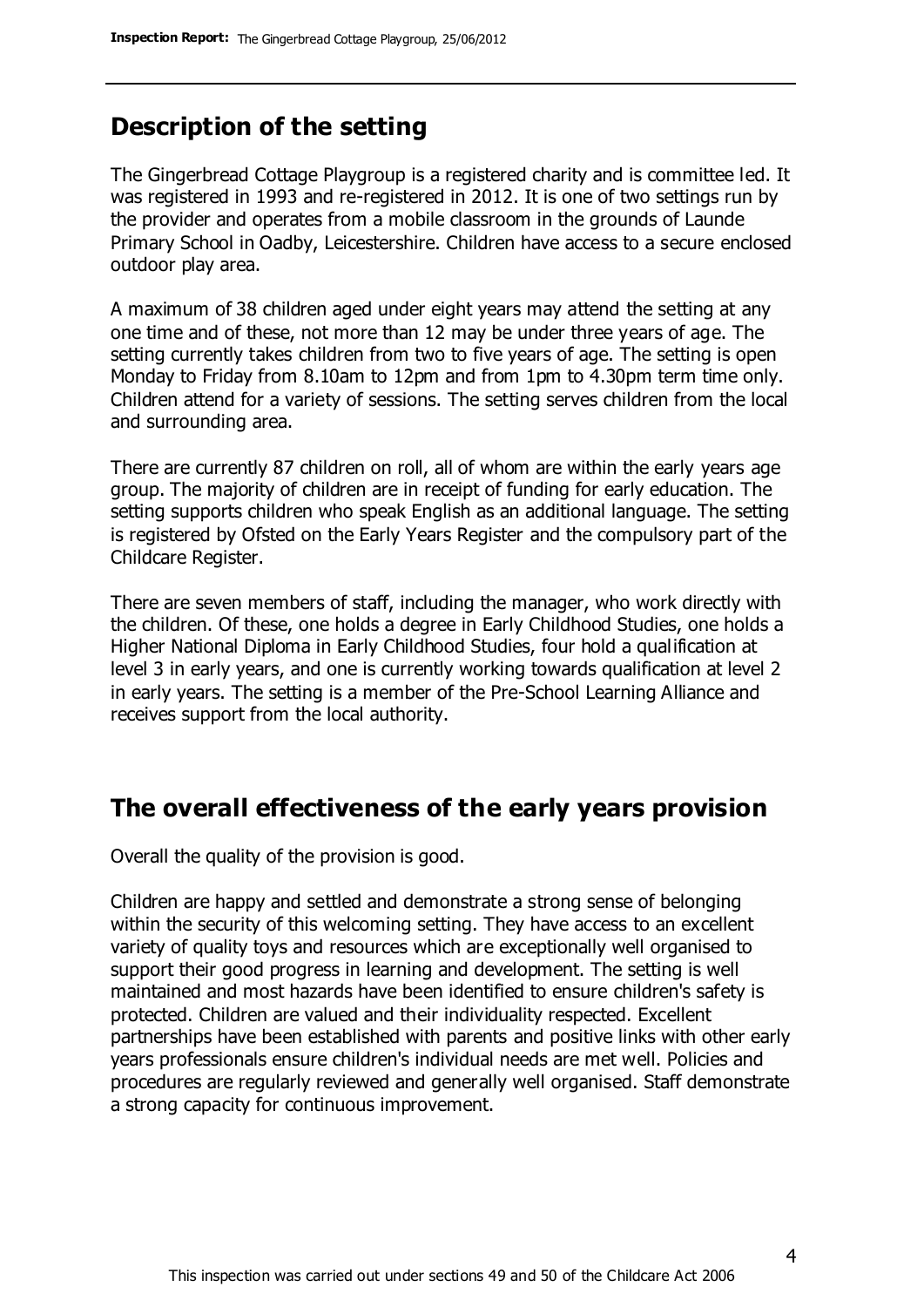## Description of the setting

The Gingerbread Cottage Playgroup is a registered charity and is committee led. It was registered in 1993 and re-registered in 2012. It is one of two settings run by the provider and operates from a mobile classroom in the grounds of Launde Primary School in Oadby, Leicestershire. Children have access to a secure enclosed outdoor play area.

A maximum of 38 children aged under eight years may attend the setting at any one time and of these, not more than 12 may be under three years of age. The setting currently takes children from two to five years of age. The setting is open Monday to Friday from 8.10am to 12pm and from 1pm to 4.30pm term time only. Children attend for a variety of sessions. The setting serves children from the local and surrounding area.

There are currently 87 children on roll, all of whom are within the early years age group. The majority of children are in receipt of funding for early education. The setting supports children who speak English as an additional language. The setting is registered by Ofsted on the Early Years Register and the compulsory part of the Childcare Register.

There are seven members of staff, including the manager, who work directly with the children. Of these, one holds a degree in Early Childhood Studies, one holds a Higher National Diploma in Early Childhood Studies, four hold a qualification at level 3 in early years, and one is currently working towards qualification at level 2 in early years. The setting is a member of the Pre-School Learning Alliance and receives support from the local authority.

## The overall effectiveness of the early years provision

Overall the quality of the provision is good.

Children are happy and settled and demonstrate a strong sense of belonging within the security of this welcoming setting. They have access to an excellent variety of quality toys and resources which are exceptionally well organised to support their good progress in learning and development. The setting is well maintained and most hazards have been identified to ensure children's safety is protected. Children are valued and their individuality respected. Excellent partnerships have been established with parents and positive links with other early years professionals ensure children's individual needs are met well. Policies and procedures are regularly reviewed and generally well organised. Staff demonstrate a strong capacity for continuous improvement.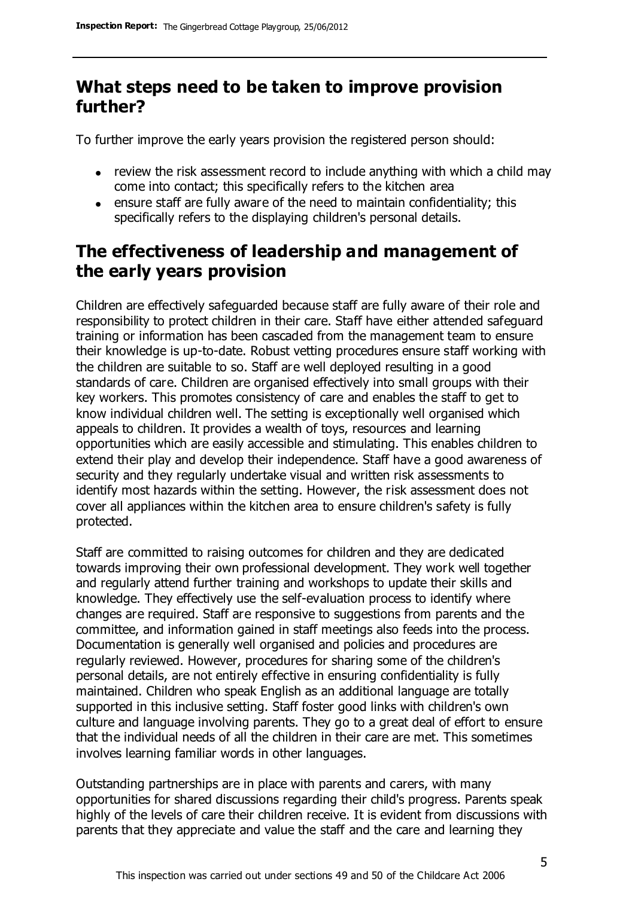## What steps need to be taken to improve provision further?

To further improve the early years provision the registered person should:

- review the risk assessment record to include anything with which a child may come into contact; this specifically refers to the kitchen area
- ensure staff are fully aware of the need to maintain confidentiality; this specifically refers to the displaying children's personal details.

## The effectiveness of leadership and management of the early years provision

Children are effectively safeguarded because staff are fully aware of their role and responsibility to protect children in their care. Staff have either attended safeguard training or information has been cascaded from the management team to ensure their knowledge is up-to-date. Robust vetting procedures ensure staff working with the children are suitable to so. Staff are well deployed resulting in a good standards of care. Children are organised effectively into small groups with their key workers. This promotes consistency of care and enables the staff to get to know individual children well. The setting is exceptionally well organised which appeals to children. It provides a wealth of toys, resources and learning opportunities which are easily accessible and stimulating. This enables children to extend their play and develop their independence. Staff have a good awareness of security and they regularly undertake visual and written risk assessments to identify most hazards within the setting. However, the risk assessment does not cover all appliances within the kitchen area to ensure children's safety is fully protected.

Staff are committed to raising outcomes for children and they are dedicated towards improving their own professional development. They work well together and regularly attend further training and workshops to update their skills and knowledge. They effectively use the self-evaluation process to identify where changes are required. Staff are responsive to suggestions from parents and the committee, and information gained in staff meetings also feeds into the process. Documentation is generally well organised and policies and procedures are regularly reviewed. However, procedures for sharing some of the children's personal details, are not entirely effective in ensuring confidentiality is fully maintained. Children who speak English as an additional language are totally supported in this inclusive setting. Staff foster good links with children's own culture and language involving parents. They go to a great deal of effort to ensure that the individual needs of all the children in their care are met. This sometimes involves learning familiar words in other languages.

Outstanding partnerships are in place with parents and carers, with many opportunities for shared discussions regarding their child's progress. Parents speak highly of the levels of care their children receive. It is evident from discussions with parents that they appreciate and value the staff and the care and learning they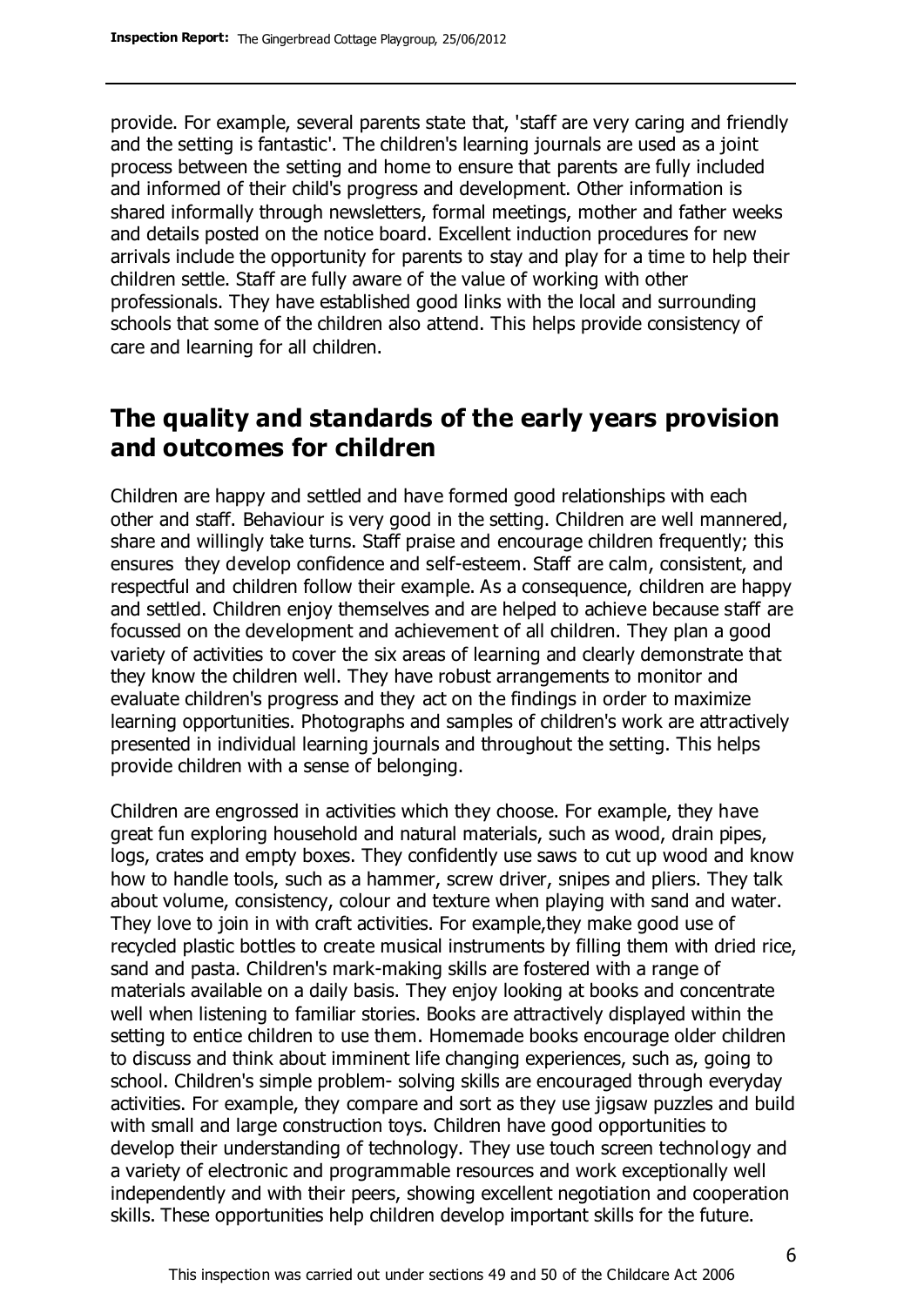provide. For example, several parents state that, 'staff are very caring and friendly and the setting is fantastic'. The children's learning journals are used as a joint process between the setting and home to ensure that parents are fully included and informed of their child's progress and development. Other information is shared informally through newsletters, formal meetings, mother and father weeks and details posted on the notice board. Excellent induction procedures for new arrivals include the opportunity for parents to stay and play for a time to help their children settle. Staff are fully aware of the value of working with other professionals. They have established good links with the local and surrounding schools that some of the children also attend. This helps provide consistency of care and learning for all children.

## The quality and standards of the early years provision and outcomes for children

Children are happy and settled and have formed good relationships with each other and staff. Behaviour is very good in the setting. Children are well mannered, share and willingly take turns. Staff praise and encourage children frequently; this ensures they develop confidence and self-esteem. Staff are calm, consistent, and respectful and children follow their example. As a consequence, children are happy and settled. Children enjoy themselves and are helped to achieve because staff are focussed on the development and achievement of all children. They plan a good variety of activities to cover the six areas of learning and clearly demonstrate that they know the children well. They have robust arrangements to monitor and evaluate children's progress and they act on the findings in order to maximize learning opportunities. Photographs and samples of children's work are attractively presented in individual learning journals and throughout the setting. This helps provide children with a sense of belonging.

Children are engrossed in activities which they choose. For example, they have great fun exploring household and natural materials, such as wood, drain pipes, logs, crates and empty boxes. They confidently use saws to cut up wood and know how to handle tools, such as a hammer, screw driver, snipes and pliers. They talk about volume, consistency, colour and texture when playing with sand and water. They love to join in with craft activities. For example,they make good use of recycled plastic bottles to create musical instruments by filling them with dried rice, sand and pasta. Children's mark-making skills are fostered with a range of materials available on a daily basis. They enjoy looking at books and concentrate well when listening to familiar stories. Books are attractively displayed within the setting to entice children to use them. Homemade books encourage older children to discuss and think about imminent life changing experiences, such as, going to school. Children's simple problem- solving skills are encouraged through everyday activities. For example, they compare and sort as they use jigsaw puzzles and build with small and large construction toys. Children have good opportunities to develop their understanding of technology. They use touch screen technology and a variety of electronic and programmable resources and work exceptionally well independently and with their peers, showing excellent negotiation and cooperation skills. These opportunities help children develop important skills for the future.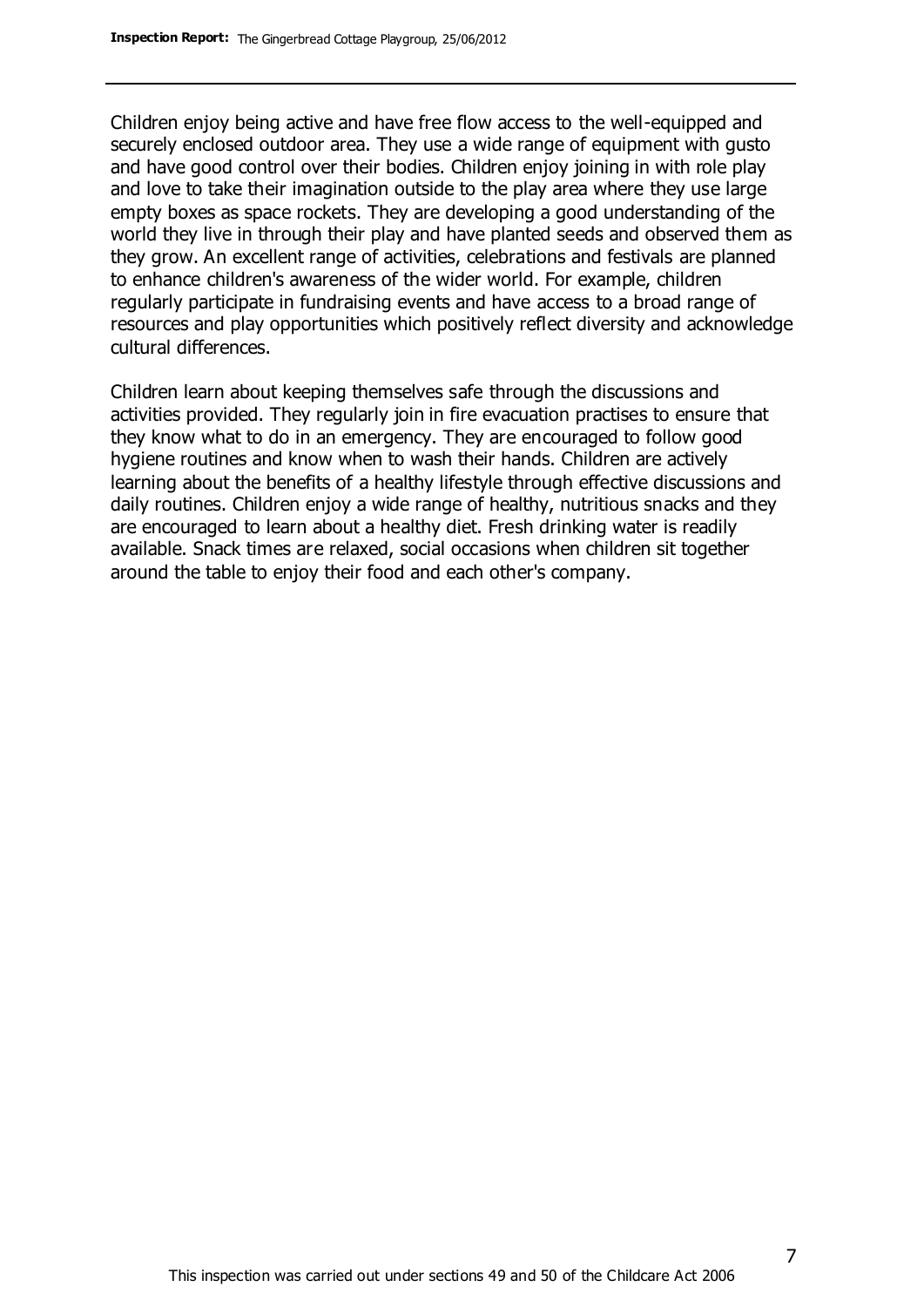Children enjoy being active and have free flow access to the well-equipped and securely enclosed outdoor area. They use a wide range of equipment with gusto and have good control over their bodies. Children enjoy joining in with role play and love to take their imagination outside to the play area where they use large empty boxes as space rockets. They are developing a good understanding of the world they live in through their play and have planted seeds and observed them as they grow. An excellent range of activities, celebrations and festivals are planned to enhance children's awareness of the wider world. For example, children regularly participate in fundraising events and have access to a broad range of resources and play opportunities which positively reflect diversity and acknowledge cultural differences.

Children learn about keeping themselves safe through the discussions and activities provided. They regularly join in fire evacuation practises to ensure that they know what to do in an emergency. They are encouraged to follow good hygiene routines and know when to wash their hands. Children are actively learning about the benefits of a healthy lifestyle through effective discussions and daily routines. Children enjoy a wide range of healthy, nutritious snacks and they are encouraged to learn about a healthy diet. Fresh drinking water is readily available. Snack times are relaxed, social occasions when children sit together around the table to enjoy their food and each other's company.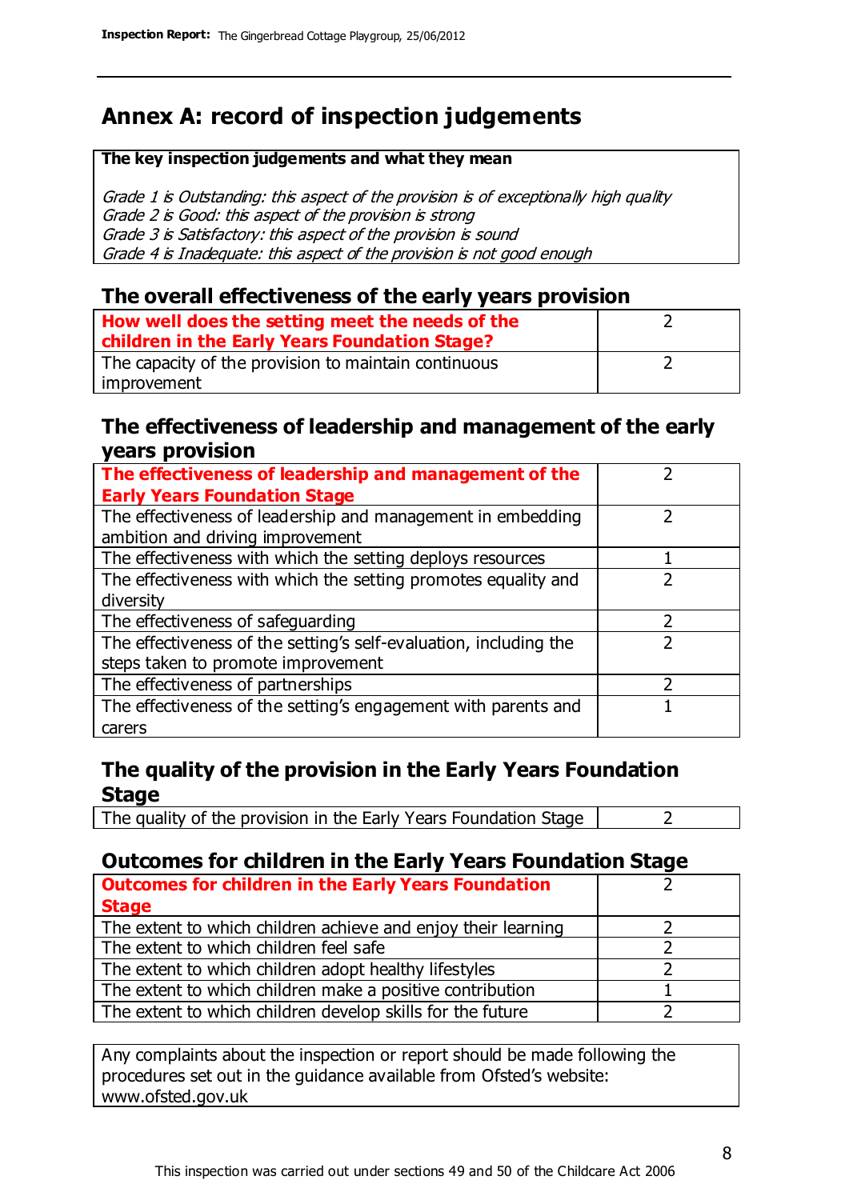## Annex A: record of inspection judgements

| The key inspection judgements and what they mean |
|---|
| *Grade 1 is Outstanding: this aspect of the provision is of exceptionally high quality*<br>*Grade 2 is Good: this aspect of the provision is strong*<br>*Grade 3 is Satisfactory: this aspect of the provision is sound*<br>*Grade 4 is Inadequate: this aspect of the provision is not good enough* |

### The overall effectiveness of the early years provision

| | |
|---|---|
| **How well does the setting meet the needs of the children in the Early Years Foundation Stage?** | 2 |
| The capacity of the provision to maintain continuous improvement | 2 |

### The effectiveness of leadership and management of the early years provision

| | |
|---|---|
| **The effectiveness of leadership and management of the Early Years Foundation Stage** | 2 |
| The effectiveness of leadership and management in embedding ambition and driving improvement | 2 |
| The effectiveness with which the setting deploys resources | 1 |
| The effectiveness with which the setting promotes equality and diversity | 2 |
| The effectiveness of safeguarding | 2 |
| The effectiveness of the setting's self-evaluation, including the steps taken to promote improvement | 2 |
| The effectiveness of partnerships | 2 |
| The effectiveness of the setting's engagement with parents and carers | 1 |

### The quality of the provision in the Early Years Foundation Stage

| | |
|---|---|
| The quality of the provision in the Early Years Foundation Stage | 2 |

### Outcomes for children in the Early Years Foundation Stage

| | |
|---|---|
| **Outcomes for children in the Early Years Foundation Stage** | 2 |
| The extent to which children achieve and enjoy their learning | 2 |
| The extent to which children feel safe | 2 |
| The extent to which children adopt healthy lifestyles | 2 |
| The extent to which children make a positive contribution | 1 |
| The extent to which children develop skills for the future | 2 |

Any complaints about the inspection or report should be made following the procedures set out in the guidance available from Ofsted's website: www.ofsted.gov.uk

This inspection was carried out under sections 49 and 50 of the Childcare Act 2006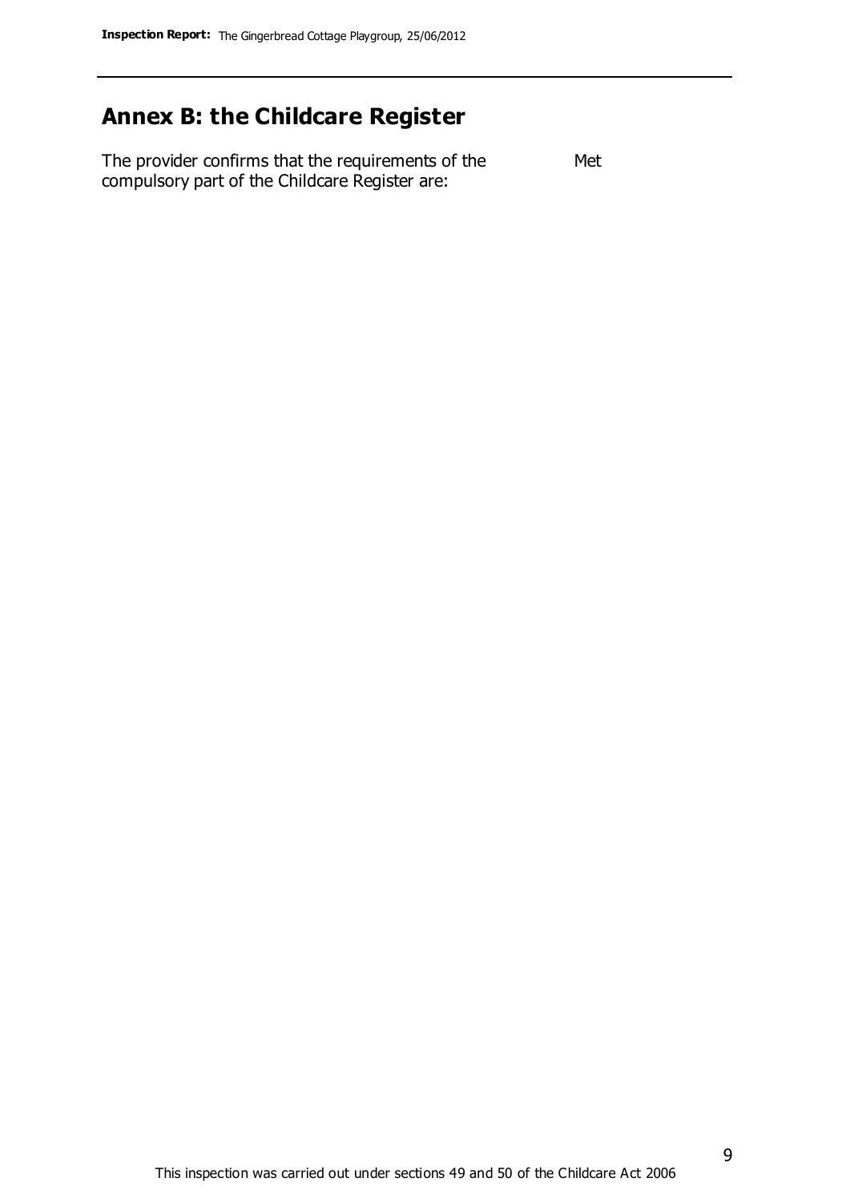## Annex B: the Childcare Register

| | |
|---|---|
| The provider confirms that the requirements of the compulsory part of the Childcare Register are: | Met |

This inspection was carried out under sections 49 and 50 of the Childcare Act 2006